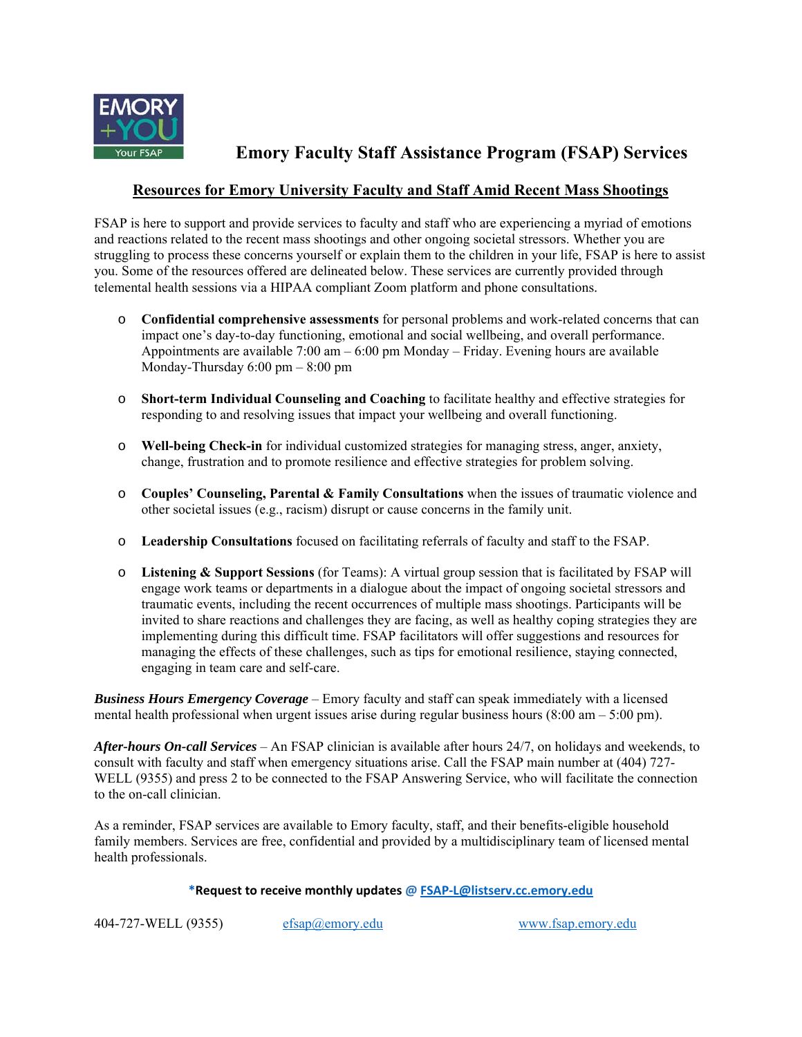# Emory Faculty Staff Assistance Program (FSAP) Services

## Resources for Emory University Faculty and Staff Amid Recent Mass Shootings

FSAP is here to support and provide services to faculty and staff who are experiencing a myriad of emotions and reactions related to the recent mass shootings and other ongoing societal stressors. Whether you are struggling to process these concerns yourself or explain them to the children in your life, FSAP is here to assist you. Some of the resources offered are delineated below. These services are currently provided through telemental health sessions via a HIPAA compliant Zoom platform and phone consultations.

- **Confidential comprehensive assessments** for personal problems and work-related concerns that can impact one's day-to-day functioning, emotional and social wellbeing, and overall performance. Appointments are available 7:00 am – 6:00 pm Monday – Friday. Evening hours are available Monday-Thursday 6:00 pm – 8:00 pm

- **Short-term Individual Counseling and Coaching** to facilitate healthy and effective strategies for responding to and resolving issues that impact your wellbeing and overall functioning.

- **Well-being Check-in** for individual customized strategies for managing stress, anger, anxiety, change, frustration and to promote resilience and effective strategies for problem solving.

- **Couples' Counseling, Parental & Family Consultations** when the issues of traumatic violence and other societal issues (e.g., racism) disrupt or cause concerns in the family unit.

- **Leadership Consultations** focused on facilitating referrals of faculty and staff to the FSAP.

- **Listening & Support Sessions** (for Teams): A virtual group session that is facilitated by FSAP will engage work teams or departments in a dialogue about the impact of ongoing societal stressors and traumatic events, including the recent occurrences of multiple mass shootings. Participants will be invited to share reactions and challenges they are facing, as well as healthy coping strategies they are implementing during this difficult time. FSAP facilitators will offer suggestions and resources for managing the effects of these challenges, such as tips for emotional resilience, staying connected, engaging in team care and self-care.

***Business Hours Emergency Coverage*** – Emory faculty and staff can speak immediately with a licensed mental health professional when urgent issues arise during regular business hours (8:00 am – 5:00 pm).

***After-hours On-call Services*** – An FSAP clinician is available after hours 24/7, on holidays and weekends, to consult with faculty and staff when emergency situations arise. Call the FSAP main number at (404) 727-WELL (9355) and press 2 to be connected to the FSAP Answering Service, who will facilitate the connection to the on-call clinician.

As a reminder, FSAP services are available to Emory faculty, staff, and their benefits-eligible household family members. Services are free, confidential and provided by a multidisciplinary team of licensed mental health professionals.

***Request to receive monthly updates @ FSAP-L@listserv.cc.emory.edu**

404-727-WELL (9355) efsap@emory.edu www.fsap.emory.edu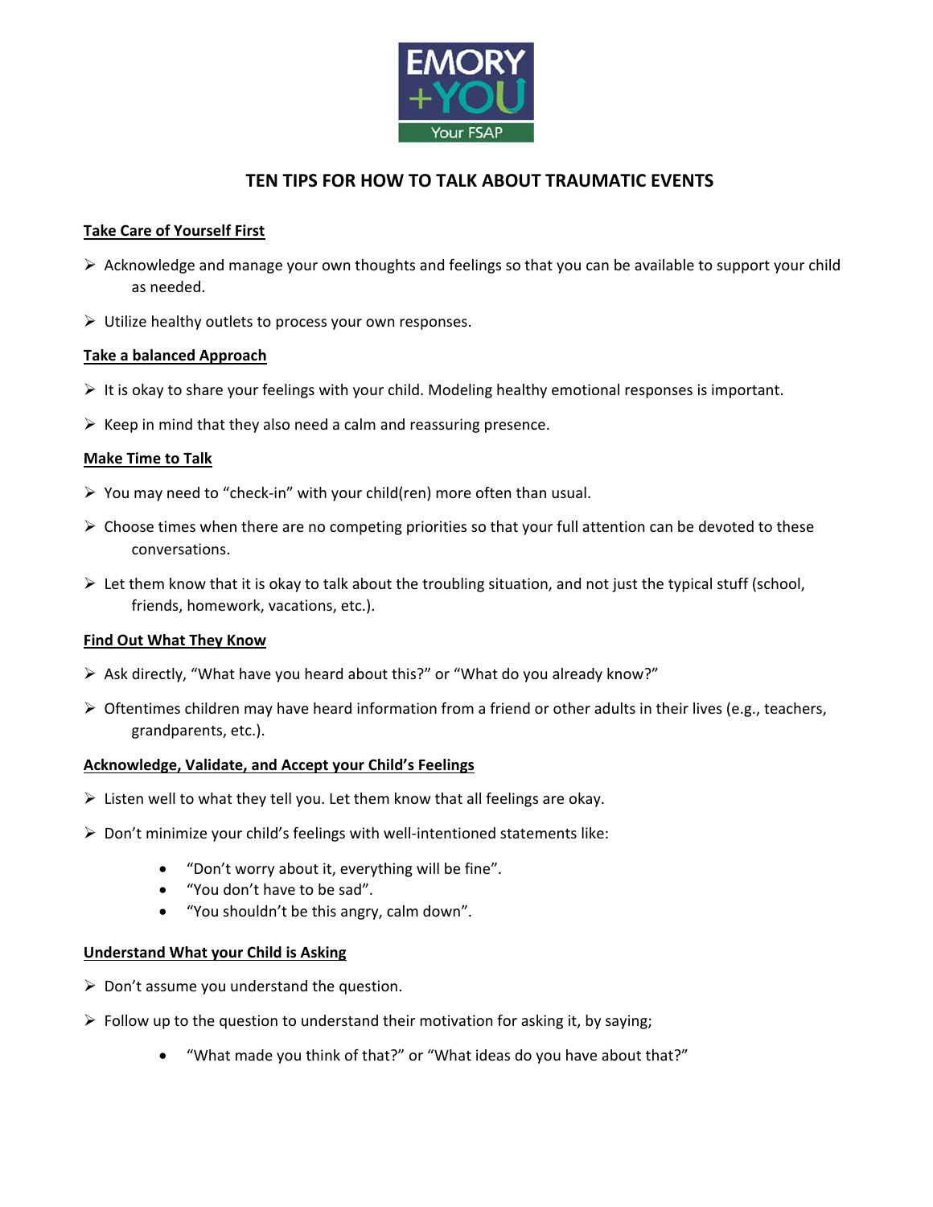# TEN TIPS FOR HOW TO TALK ABOUT TRAUMATIC EVENTS

**Take Care of Yourself First**

- Acknowledge and manage your own thoughts and feelings so that you can be available to support your child as needed.
- Utilize healthy outlets to process your own responses.

**Take a balanced Approach**

- It is okay to share your feelings with your child. Modeling healthy emotional responses is important.
- Keep in mind that they also need a calm and reassuring presence.

**Make Time to Talk**

- You may need to "check-in" with your child(ren) more often than usual.
- Choose times when there are no competing priorities so that your full attention can be devoted to these conversations.
- Let them know that it is okay to talk about the troubling situation, and not just the typical stuff (school, friends, homework, vacations, etc.).

**Find Out What They Know**

- Ask directly, "What have you heard about this?" or "What do you already know?"
- Oftentimes children may have heard information from a friend or other adults in their lives (e.g., teachers, grandparents, etc.).

**Acknowledge, Validate, and Accept your Child's Feelings**

- Listen well to what they tell you. Let them know that all feelings are okay.
- Don't minimize your child's feelings with well-intentioned statements like:
  - "Don't worry about it, everything will be fine".
  - "You don't have to be sad".
  - "You shouldn't be this angry, calm down".

**Understand What your Child is Asking**

- Don't assume you understand the question.
- Follow up to the question to understand their motivation for asking it, by saying;
  - "What made you think of that?" or "What ideas do you have about that?"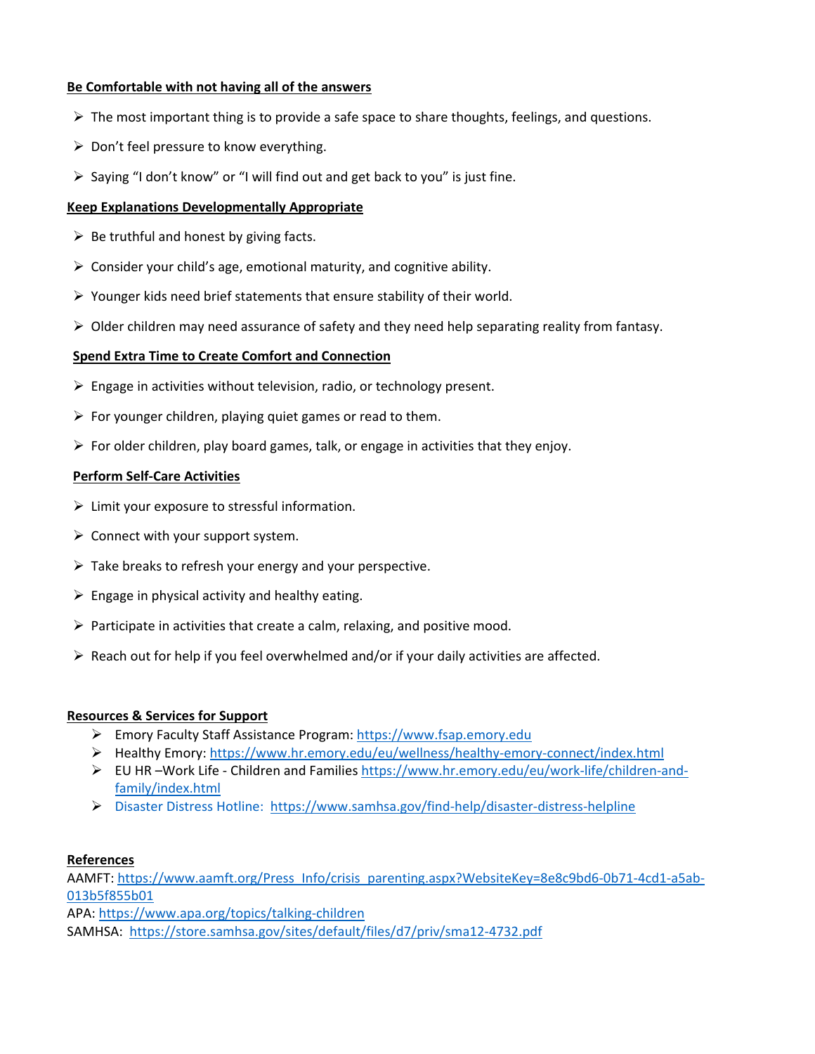**Be Comfortable with not having all of the answers**

- The most important thing is to provide a safe space to share thoughts, feelings, and questions.
- Don't feel pressure to know everything.
- Saying "I don't know" or "I will find out and get back to you" is just fine.

**Keep Explanations Developmentally Appropriate**

- Be truthful and honest by giving facts.
- Consider your child's age, emotional maturity, and cognitive ability.
- Younger kids need brief statements that ensure stability of their world.
- Older children may need assurance of safety and they need help separating reality from fantasy.

**Spend Extra Time to Create Comfort and Connection**

- Engage in activities without television, radio, or technology present.
- For younger children, playing quiet games or read to them.
- For older children, play board games, talk, or engage in activities that they enjoy.

**Perform Self-Care Activities**

- Limit your exposure to stressful information.
- Connect with your support system.
- Take breaks to refresh your energy and your perspective.
- Engage in physical activity and healthy eating.
- Participate in activities that create a calm, relaxing, and positive mood.
- Reach out for help if you feel overwhelmed and/or if your daily activities are affected.

**Resources & Services for Support**

- Emory Faculty Staff Assistance Program: https://www.fsap.emory.edu
- Healthy Emory: https://www.hr.emory.edu/eu/wellness/healthy-emory-connect/index.html
- EU HR –Work Life - Children and Families https://www.hr.emory.edu/eu/work-life/children-and-family/index.html
- Disaster Distress Hotline: https://www.samhsa.gov/find-help/disaster-distress-helpline

**References**

AAMFT: https://www.aamft.org/Press_Info/crisis_parenting.aspx?WebsiteKey=8e8c9bd6-0b71-4cd1-a5ab-013b5f855b01
APA: https://www.apa.org/topics/talking-children
SAMHSA: https://store.samhsa.gov/sites/default/files/d7/priv/sma12-4732.pdf